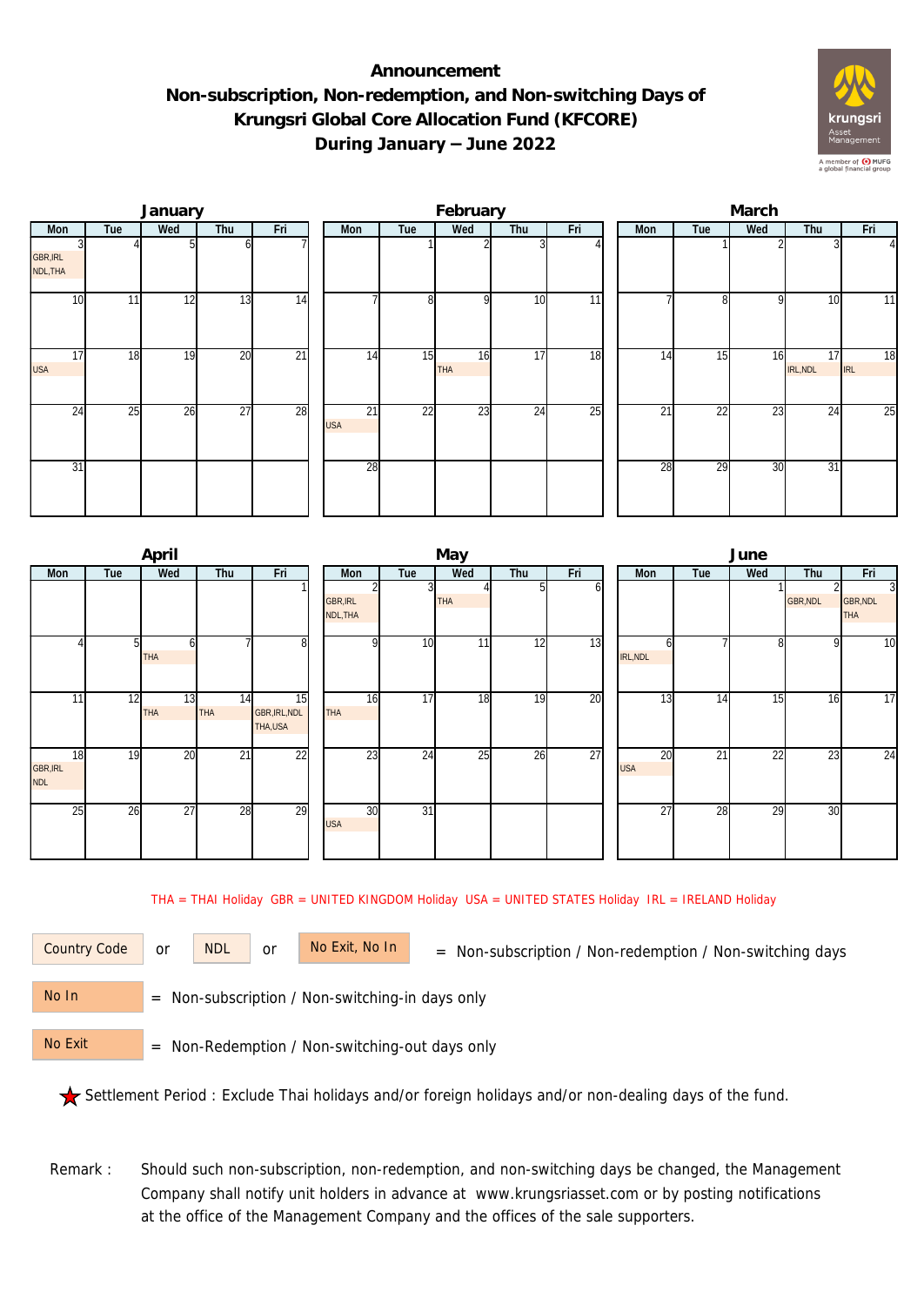# Announcement
## Non-subscription, Non-redemption, and Non-switching Days of Krungsri Global Core Allocation Fund (KFCORE)
## During January – June 2022

### January

| Mon | Tue | Wed | Thu | Fri |
|---|---|---|---|---|
| 3 GBR,IRL NDL,THA | 4 | 5 | 6 | 7 |
| 10 | 11 | 12 | 13 | 14 |
| 17 USA | 18 | 19 | 20 | 21 |
| 24 | 25 | 26 | 27 | 28 |
| 31 | | | | |

### February

| Mon | Tue | Wed | Thu | Fri |
|---|---|---|---|---|
| | 1 | 2 | 3 | 4 |
| 7 | 8 | 9 | 10 | 11 |
| 14 | 15 | 16 THA | 17 | 18 |
| 21 USA | 22 | 23 | 24 | 25 |
| 28 | | | | |

### March

| Mon | Tue | Wed | Thu | Fri |
|---|---|---|---|---|
| | 1 | 2 | 3 | 4 |
| 7 | 8 | 9 | 10 | 11 |
| 14 | 15 | 16 | 17 IRL,NDL | 18 IRL |
| 21 | 22 | 23 | 24 | 25 |
| 28 | 29 | 30 | 31 | |

### April

| Mon | Tue | Wed | Thu | Fri |
|---|---|---|---|---|
| | | | | 1 |
| 4 | 5 | 6 THA | 7 | 8 |
| 11 | 12 | 13 THA | 14 THA | 15 GBR,IRL,NDL THA,USA |
| 18 GBR,IRL NDL | 19 | 20 | 21 | 22 |
| 25 | 26 | 27 | 28 | 29 |

### May

| Mon | Tue | Wed | Thu | Fri |
|---|---|---|---|---|
| 2 GBR,IRL NDL,THA | 3 | 4 THA | 5 | 6 |
| 9 | 10 | 11 | 12 | 13 |
| 16 THA | 17 | 18 | 19 | 20 |
| 23 | 24 | 25 | 26 | 27 |
| 30 USA | 31 | | | |

### June

| Mon | Tue | Wed | Thu | Fri |
|---|---|---|---|---|
| | | 1 | 2 GBR,NDL | 3 GBR,NDL THA |
| 6 IRL,NDL | 7 | 8 | 9 | 10 |
| 13 | 14 | 15 | 16 | 17 |
| 20 USA | 21 | 22 | 23 | 24 |
| 27 | 28 | 29 | 30 | |

THA = THAI Holiday GBR = UNITED KINGDOM Holiday USA = UNITED STATES Holiday IRL = IRELAND Holiday

Country Code or NDL or No Exit, No In = Non-subscription / Non-redemption / Non-switching days

No In = Non-subscription / Non-switching-in days only

No Exit = Non-Redemption / Non-switching-out days only

★ Settlement Period : Exclude Thai holidays and/or foreign holidays and/or non-dealing days of the fund.

Remark : Should such non-subscription, non-redemption, and non-switching days be changed, the Management Company shall notify unit holders in advance at www.krungsriasset.com or by posting notifications at the office of the Management Company and the offices of the sale supporters.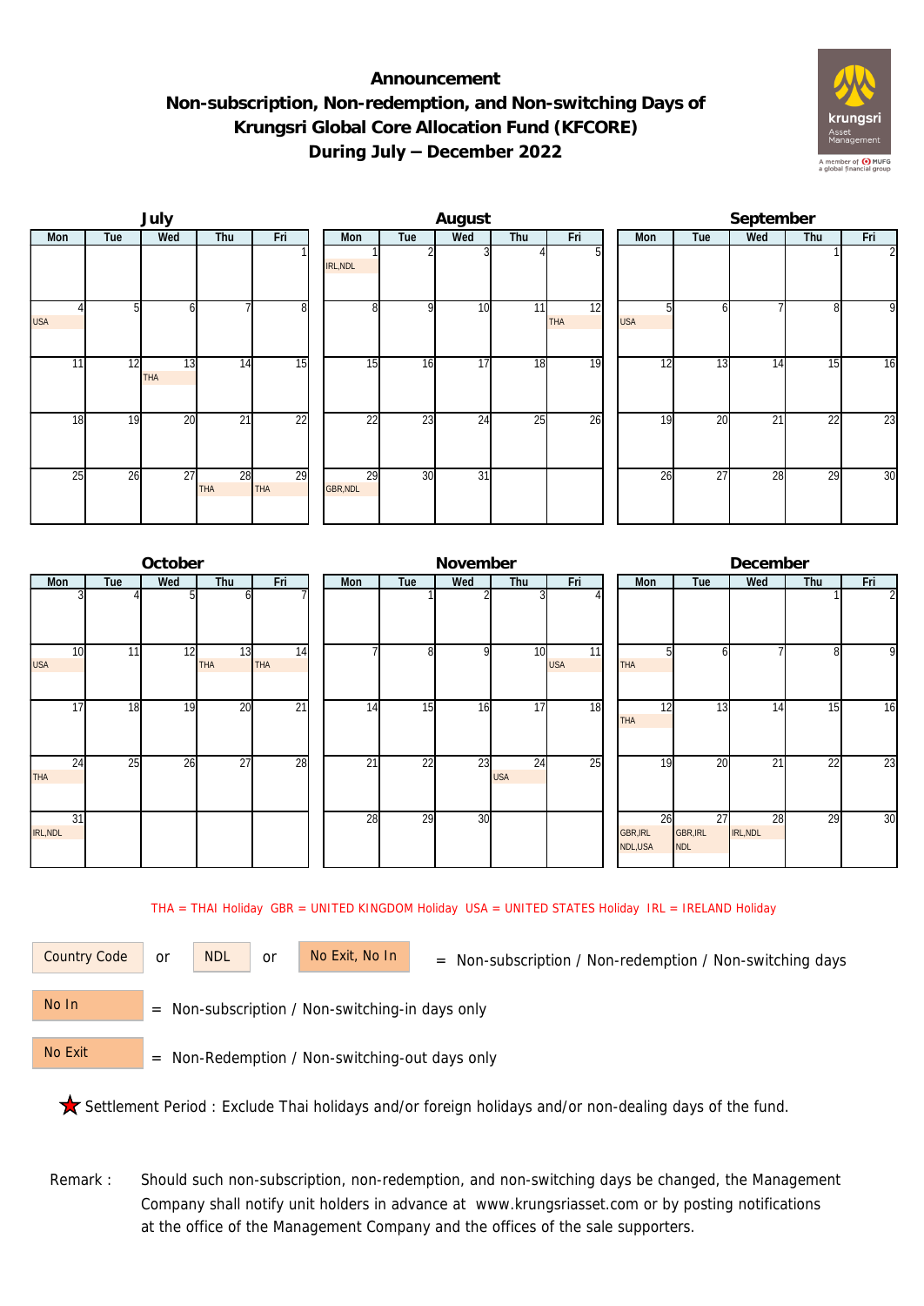# Announcement

## Non-subscription, Non-redemption, and Non-switching Days of Krungsri Global Core Allocation Fund (KFCORE) During July – December 2022

### July

| Mon | Tue | Wed | Thu | Fri |
|---|---|---|---|---|
| | | | | 1 |
| 4 USA | 5 | 6 | 7 | 8 |
| 11 | 12 | 13 THA | 14 | 15 |
| 18 | 19 | 20 | 21 | 22 |
| 25 | 26 | 27 | 28 THA | 29 THA |

### August

| Mon | Tue | Wed | Thu | Fri |
|---|---|---|---|---|
| 1 IRL,NDL | 2 | 3 | 4 | 5 |
| 8 | 9 | 10 | 11 | 12 THA |
| 15 | 16 | 17 | 18 | 19 |
| 22 | 23 | 24 | 25 | 26 |
| 29 GBR,NDL | 30 | 31 | | |

### September

| Mon | Tue | Wed | Thu | Fri |
|---|---|---|---|---|
| | | | 1 | 2 |
| 5 USA | 6 | 7 | 8 | 9 |
| 12 | 13 | 14 | 15 | 16 |
| 19 | 20 | 21 | 22 | 23 |
| 26 | 27 | 28 | 29 | 30 |

### October

| Mon | Tue | Wed | Thu | Fri |
|---|---|---|---|---|
| 3 | 4 | 5 | 6 | 7 |
| 10 USA | 11 | 12 | 13 THA | 14 THA |
| 17 | 18 | 19 | 20 | 21 |
| 24 THA | 25 | 26 | 27 | 28 |
| 31 IRL,NDL | | | | |

### November

| Mon | Tue | Wed | Thu | Fri |
|---|---|---|---|---|
| | 1 | 2 | 3 | 4 |
| 7 | 8 | 9 | 10 | 11 USA |
| 14 | 15 | 16 | 17 | 18 |
| 21 | 22 | 23 | 24 USA | 25 |
| 28 | 29 | 30 | | |

### December

| Mon | Tue | Wed | Thu | Fri |
|---|---|---|---|---|
| | | | 1 | 2 |
| 5 THA | 6 | 7 | 8 | 9 |
| 12 THA | 13 | 14 | 15 | 16 |
| 19 | 20 | 21 | 22 | 23 |
| 26 GBR,IRL NDL,USA | 27 GBR,IRL NDL | 28 IRL,NDL | 29 | 30 |

THA = THAI Holiday GBR = UNITED KINGDOM Holiday USA = UNITED STATES Holiday IRL = IRELAND Holiday

Country Code or NDL or No Exit, No In = Non-subscription / Non-redemption / Non-switching days

No In = Non-subscription / Non-switching-in days only

No Exit = Non-Redemption / Non-switching-out days only

★ Settlement Period : Exclude Thai holidays and/or foreign holidays and/or non-dealing days of the fund.

Remark : Should such non-subscription, non-redemption, and non-switching days be changed, the Management Company shall notify unit holders in advance at www.krungsriasset.com or by posting notifications at the office of the Management Company and the offices of the sale supporters.